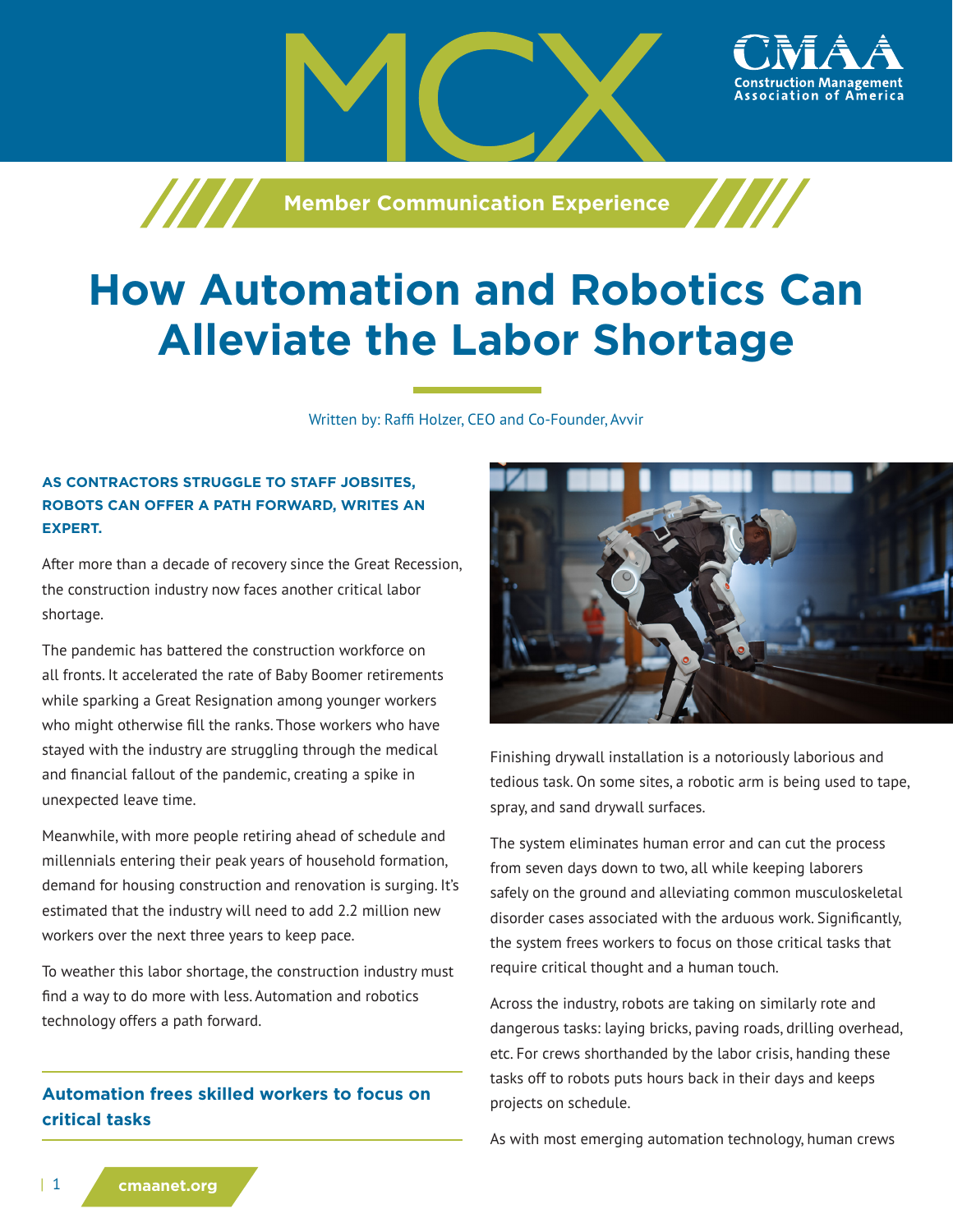MCX

Member Communication Experience

# How Automation and Robotics Can Alleviate the Labor Shortage

Written by: Raffi Holzer, CEO and Co-Founder, Avvir

**AS CONTRACTORS STRUGGLE TO STAFF JOBSITES, ROBOTS CAN OFFER A PATH FORWARD, WRITES AN EXPERT.**

After more than a decade of recovery since the Great Recession, the construction industry now faces another critical labor shortage.

The pandemic has battered the construction workforce on all fronts. It accelerated the rate of Baby Boomer retirements while sparking a Great Resignation among younger workers who might otherwise fill the ranks. Those workers who have stayed with the industry are struggling through the medical and financial fallout of the pandemic, creating a spike in unexpected leave time.

Meanwhile, with more people retiring ahead of schedule and millennials entering their peak years of household formation, demand for housing construction and renovation is surging. It's estimated that the industry will need to add 2.2 million new workers over the next three years to keep pace.

To weather this labor shortage, the construction industry must find a way to do more with less. Automation and robotics technology offers a path forward.

## Automation frees skilled workers to focus on critical tasks

Finishing drywall installation is a notoriously laborious and tedious task. On some sites, a robotic arm is being used to tape, spray, and sand drywall surfaces.

The system eliminates human error and can cut the process from seven days down to two, all while keeping laborers safely on the ground and alleviating common musculoskeletal disorder cases associated with the arduous work. Significantly, the system frees workers to focus on those critical tasks that require critical thought and a human touch.

Across the industry, robots are taking on similarly rote and dangerous tasks: laying bricks, paving roads, drilling overhead, etc. For crews shorthanded by the labor crisis, handing these tasks off to robots puts hours back in their days and keeps projects on schedule.

As with most emerging automation technology, human crews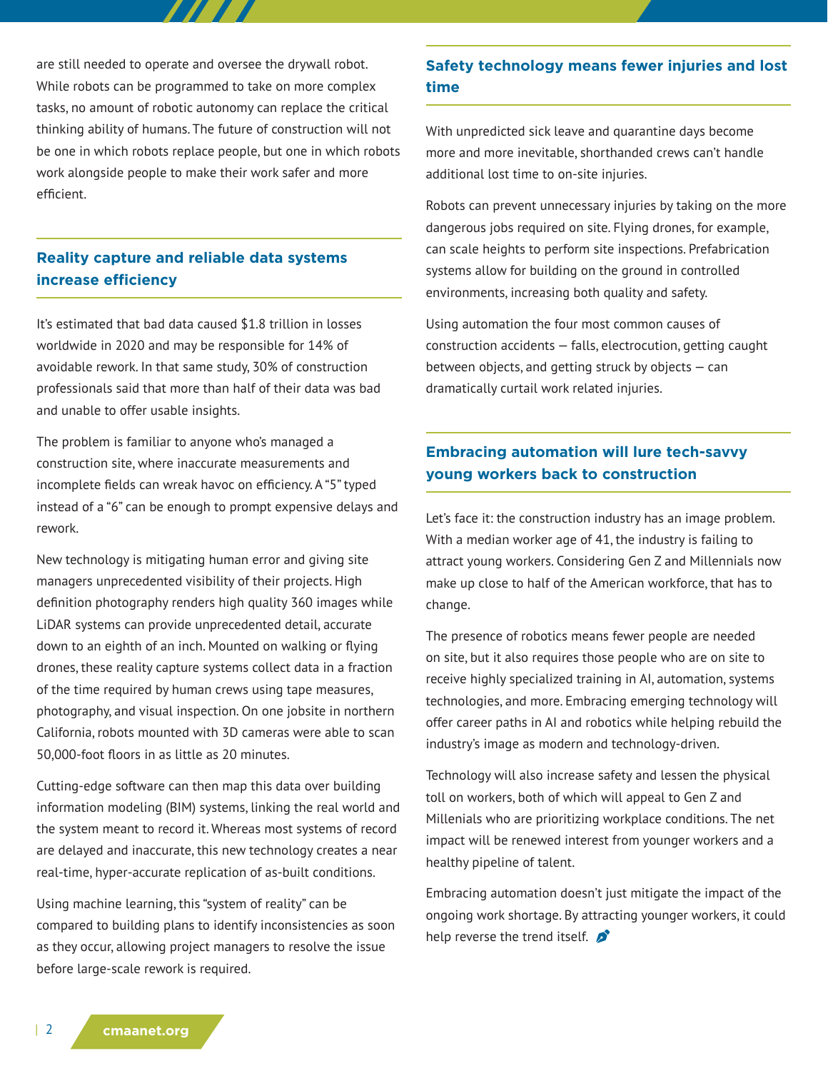are still needed to operate and oversee the drywall robot. While robots can be programmed to take on more complex tasks, no amount of robotic autonomy can replace the critical thinking ability of humans. The future of construction will not be one in which robots replace people, but one in which robots work alongside people to make their work safer and more efficient.

## Reality capture and reliable data systems increase efficiency

It's estimated that bad data caused $1.8 trillion in losses worldwide in 2020 and may be responsible for 14% of avoidable rework. In that same study, 30% of construction professionals said that more than half of their data was bad and unable to offer usable insights.

The problem is familiar to anyone who's managed a construction site, where inaccurate measurements and incomplete fields can wreak havoc on efficiency. A "5" typed instead of a "6" can be enough to prompt expensive delays and rework.

New technology is mitigating human error and giving site managers unprecedented visibility of their projects. High definition photography renders high quality 360 images while LiDAR systems can provide unprecedented detail, accurate down to an eighth of an inch. Mounted on walking or flying drones, these reality capture systems collect data in a fraction of the time required by human crews using tape measures, photography, and visual inspection. On one jobsite in northern California, robots mounted with 3D cameras were able to scan 50,000-foot floors in as little as 20 minutes.

Cutting-edge software can then map this data over building information modeling (BIM) systems, linking the real world and the system meant to record it. Whereas most systems of record are delayed and inaccurate, this new technology creates a near real-time, hyper-accurate replication of as-built conditions.

Using machine learning, this "system of reality" can be compared to building plans to identify inconsistencies as soon as they occur, allowing project managers to resolve the issue before large-scale rework is required.

## Safety technology means fewer injuries and lost time

With unpredicted sick leave and quarantine days become more and more inevitable, shorthanded crews can't handle additional lost time to on-site injuries.

Robots can prevent unnecessary injuries by taking on the more dangerous jobs required on site. Flying drones, for example, can scale heights to perform site inspections. Prefabrication systems allow for building on the ground in controlled environments, increasing both quality and safety.

Using automation the four most common causes of construction accidents — falls, electrocution, getting caught between objects, and getting struck by objects — can dramatically curtail work related injuries.

## Embracing automation will lure tech-savvy young workers back to construction

Let's face it: the construction industry has an image problem. With a median worker age of 41, the industry is failing to attract young workers. Considering Gen Z and Millennials now make up close to half of the American workforce, that has to change.

The presence of robotics means fewer people are needed on site, but it also requires those people who are on site to receive highly specialized training in AI, automation, systems technologies, and more. Embracing emerging technology will offer career paths in AI and robotics while helping rebuild the industry's image as modern and technology-driven.

Technology will also increase safety and lessen the physical toll on workers, both of which will appeal to Gen Z and Millenials who are prioritizing workplace conditions. The net impact will be renewed interest from younger workers and a healthy pipeline of talent.

Embracing automation doesn't just mitigate the impact of the ongoing work shortage. By attracting younger workers, it could help reverse the trend itself.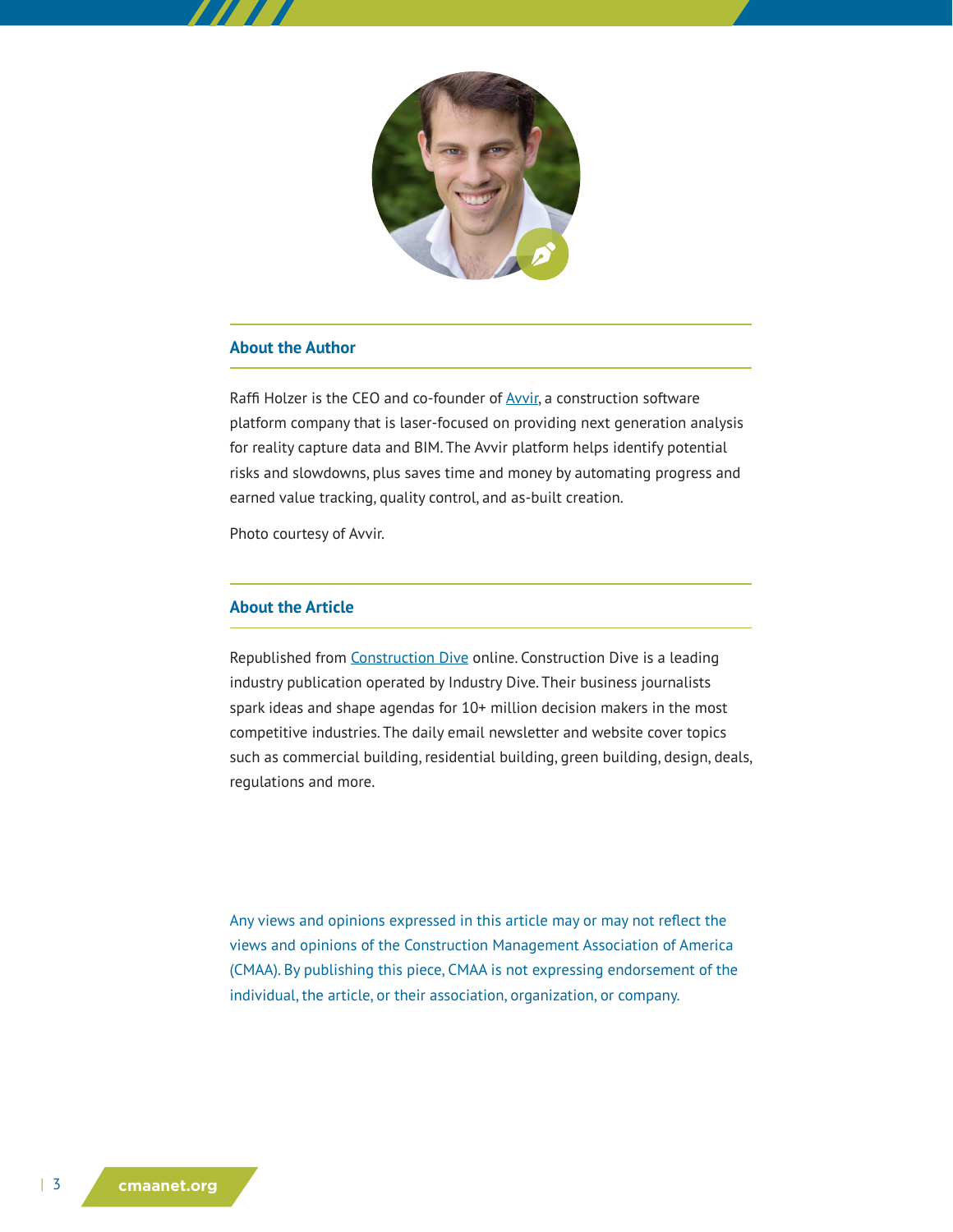## About the Author

Raffi Holzer is the CEO and co-founder of [Avvir](), a construction software platform company that is laser-focused on providing next generation analysis for reality capture data and BIM. The Avvir platform helps identify potential risks and slowdowns, plus saves time and money by automating progress and earned value tracking, quality control, and as-built creation.

Photo courtesy of Avvir.

## About the Article

Republished from [Construction Dive]() online. Construction Dive is a leading industry publication operated by Industry Dive. Their business journalists spark ideas and shape agendas for 10+ million decision makers in the most competitive industries. The daily email newsletter and website cover topics such as commercial building, residential building, green building, design, deals, regulations and more.

Any views and opinions expressed in this article may or may not reflect the views and opinions of the Construction Management Association of America (CMAA). By publishing this piece, CMAA is not expressing endorsement of the individual, the article, or their association, organization, or company.